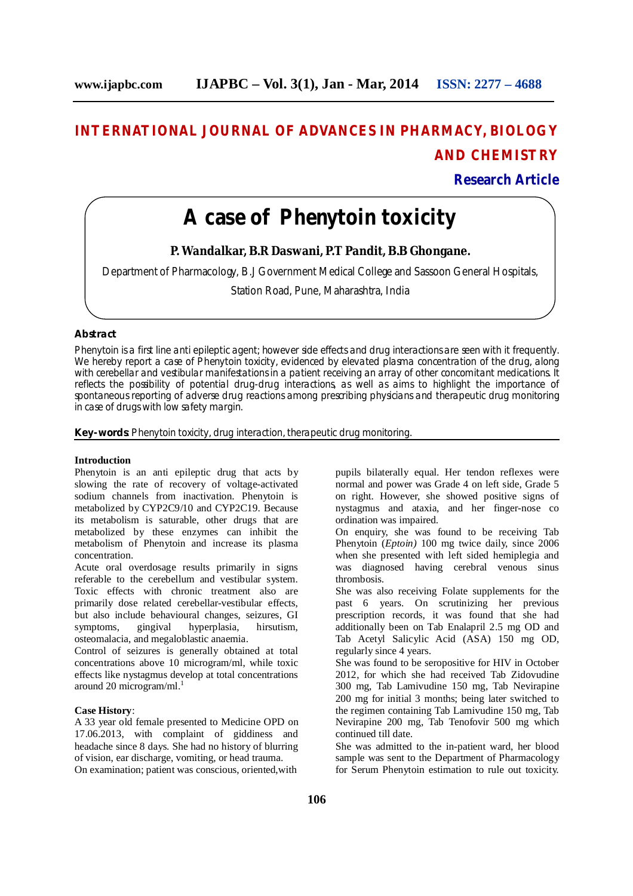# INTERNATIONAL JOURNAL OF ADVANCES IN PHARMACY, BIOLOGY AND CHEMISTRY

**Research Article**

# A case of Phenytoin toxicity

**P. Wandalkar, B.R Daswani, P.T Pandit, B.B Ghongane.**

Department of Pharmacology, B.J Government Medical College and Sassoon General Hospitals, Station Road, Pune, Maharashtra, India

## Abstract

Phenytoin is a first line anti epileptic agent; however side effects and drug interactions are seen with it frequently. We hereby report a case of Phenytoin toxicity, evidenced by elevated plasma concentration of the drug, along with cerebellar and vestibular manifestations in a patient receiving an array of other concomitant medications. It reflects the possibility of potential drug-drug interactions, as well as aims to highlight the importance of spontaneous reporting of adverse drug reactions among prescribing physicians and therapeutic drug monitoring in case of drugs with low safety margin.

**Key-words:** Phenytoin toxicity, drug interaction, therapeutic drug monitoring.

## Introduction

Phenytoin is an anti epileptic drug that acts by slowing the rate of recovery of voltage-activated sodium channels from inactivation. Phenytoin is metabolized by CYP2C9/10 and CYP2C19. Because its metabolism is saturable, other drugs that are metabolized by these enzymes can inhibit the metabolism of Phenytoin and increase its plasma concentration.

Acute oral overdosage results primarily in signs referable to the cerebellum and vestibular system. Toxic effects with chronic treatment also are primarily dose related cerebellar-vestibular effects, but also include behavioural changes, seizures, GI symptoms, gingival hyperplasia, hirsutism, osteomalacia, and megaloblastic anaemia.

Control of seizures is generally obtained at total concentrations above 10 microgram/ml, while toxic effects like nystagmus develop at total concentrations around 20 microgram/ml.[1]

## Case History:

A 33 year old female presented to Medicine OPD on 17.06.2013, with complaint of giddiness and headache since 8 days. She had no history of blurring of vision, ear discharge, vomiting, or head trauma.

On examination; patient was conscious, oriented, with pupils bilaterally equal. Her tendon reflexes were normal and power was Grade 4 on left side, Grade 5 on right. However, she showed positive signs of nystagmus and ataxia, and her finger-nose co ordination was impaired.

On enquiry, she was found to be receiving Tab Phenytoin (*Eptoin)* 100 mg twice daily, since 2006 when she presented with left sided hemiplegia and was diagnosed having cerebral venous sinus thrombosis.

She was also receiving Folate supplements for the past 6 years. On scrutinizing her previous prescription records, it was found that she had additionally been on Tab Enalapril 2.5 mg OD and Tab Acetyl Salicylic Acid (ASA) 150 mg OD, regularly since 4 years.

She was found to be seropositive for HIV in October 2012, for which she had received Tab Zidovudine 300 mg, Tab Lamivudine 150 mg, Tab Nevirapine 200 mg for initial 3 months; being later switched to the regimen containing Tab Lamivudine 150 mg, Tab Nevirapine 200 mg, Tab Tenofovir 500 mg which continued till date.

She was admitted to the in-patient ward, her blood sample was sent to the Department of Pharmacology for Serum Phenytoin estimation to rule out toxicity.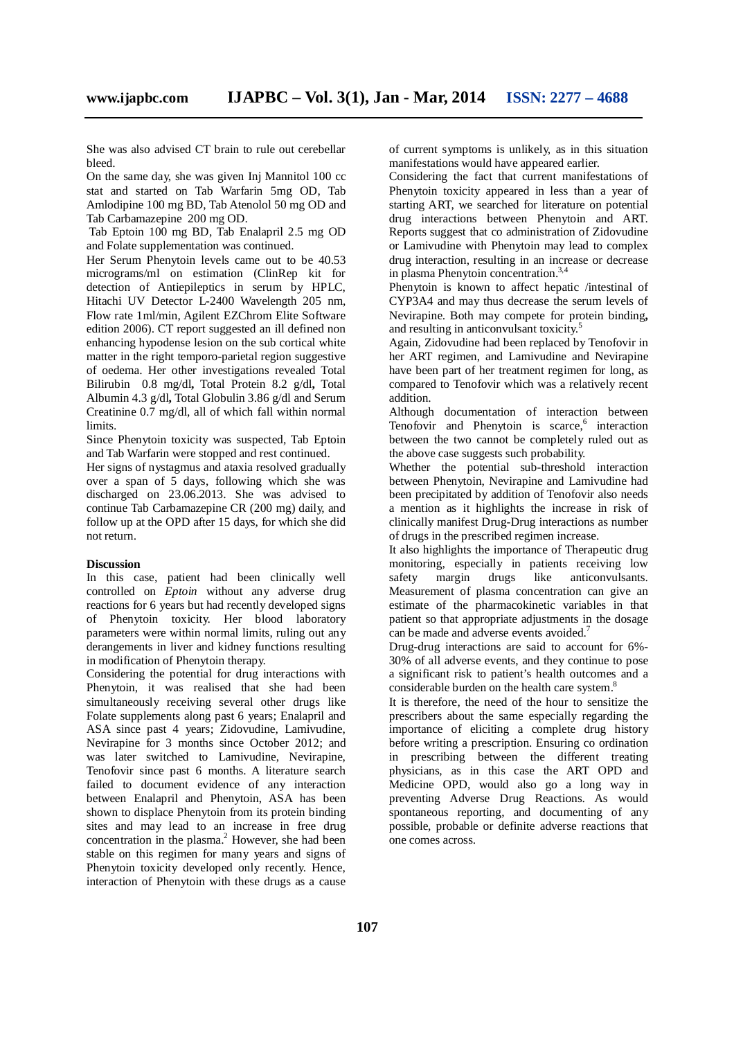She was also advised CT brain to rule out cerebellar bleed.

On the same day, she was given Inj Mannitol 100 cc stat and started on Tab Warfarin 5mg OD, Tab Amlodipine 100 mg BD, Tab Atenolol 50 mg OD and Tab Carbamazepine 200 mg OD.

Tab Eptoin 100 mg BD, Tab Enalapril 2.5 mg OD and Folate supplementation was continued.

Her Serum Phenytoin levels came out to be 40.53 micrograms/ml on estimation (ClinRep kit for detection of Antiepileptics in serum by HPLC, Hitachi UV Detector L-2400 Wavelength 205 nm, Flow rate 1ml/min, Agilent EZChrom Elite Software edition 2006). CT report suggested an ill defined non enhancing hypodense lesion on the sub cortical white matter in the right temporo-parietal region suggestive of oedema. Her other investigations revealed Total Bilirubin 0.8 mg/dl**,** Total Protein 8.2 g/dl**,** Total Albumin 4.3 g/dl**,** Total Globulin 3.86 g/dl and Serum Creatinine 0.7 mg/dl, all of which fall within normal limits.

Since Phenytoin toxicity was suspected, Tab Eptoin and Tab Warfarin were stopped and rest continued.

Her signs of nystagmus and ataxia resolved gradually over a span of 5 days, following which she was discharged on 23.06.2013. She was advised to continue Tab Carbamazepine CR (200 mg) daily, and follow up at the OPD after 15 days, for which she did not return.

**Discussion**

In this case, patient had been clinically well controlled on *Eptoin* without any adverse drug reactions for 6 years but had recently developed signs of Phenytoin toxicity. Her blood laboratory parameters were within normal limits, ruling out any derangements in liver and kidney functions resulting in modification of Phenytoin therapy.

Considering the potential for drug interactions with Phenytoin, it was realised that she had been simultaneously receiving several other drugs like Folate supplements along past 6 years; Enalapril and ASA since past 4 years; Zidovudine, Lamivudine, Nevirapine for 3 months since October 2012; and was later switched to Lamivudine, Nevirapine, Tenofovir since past 6 months. A literature search failed to document evidence of any interaction between Enalapril and Phenytoin, ASA has been shown to displace Phenytoin from its protein binding sites and may lead to an increase in free drug concentration in the plasma.[2] However, she had been stable on this regimen for many years and signs of Phenytoin toxicity developed only recently. Hence, interaction of Phenytoin with these drugs as a cause of current symptoms is unlikely, as in this situation manifestations would have appeared earlier.

Considering the fact that current manifestations of Phenytoin toxicity appeared in less than a year of starting ART, we searched for literature on potential drug interactions between Phenytoin and ART. Reports suggest that co administration of Zidovudine or Lamivudine with Phenytoin may lead to complex drug interaction, resulting in an increase or decrease in plasma Phenytoin concentration.[3,4]

Phenytoin is known to affect hepatic /intestinal of CYP3A4 and may thus decrease the serum levels of Nevirapine. Both may compete for protein binding**,** and resulting in anticonvulsant toxicity.[5]

Again, Zidovudine had been replaced by Tenofovir in her ART regimen, and Lamivudine and Nevirapine have been part of her treatment regimen for long, as compared to Tenofovir which was a relatively recent addition.

Although documentation of interaction between Tenofovir and Phenytoin is scarce,[6] interaction between the two cannot be completely ruled out as the above case suggests such probability.

Whether the potential sub-threshold interaction between Phenytoin, Nevirapine and Lamivudine had been precipitated by addition of Tenofovir also needs a mention as it highlights the increase in risk of clinically manifest Drug-Drug interactions as number of drugs in the prescribed regimen increase.

It also highlights the importance of Therapeutic drug monitoring, especially in patients receiving low safety margin drugs like anticonvulsants. Measurement of plasma concentration can give an estimate of the pharmacokinetic variables in that patient so that appropriate adjustments in the dosage can be made and adverse events avoided.[7]

Drug-drug interactions are said to account for 6%-30% of all adverse events, and they continue to pose a significant risk to patient's health outcomes and a considerable burden on the health care system.[8]

It is therefore, the need of the hour to sensitize the prescribers about the same especially regarding the importance of eliciting a complete drug history before writing a prescription. Ensuring co ordination in prescribing between the different treating physicians, as in this case the ART OPD and Medicine OPD, would also go a long way in preventing Adverse Drug Reactions. As would spontaneous reporting, and documenting of any possible, probable or definite adverse reactions that one comes across.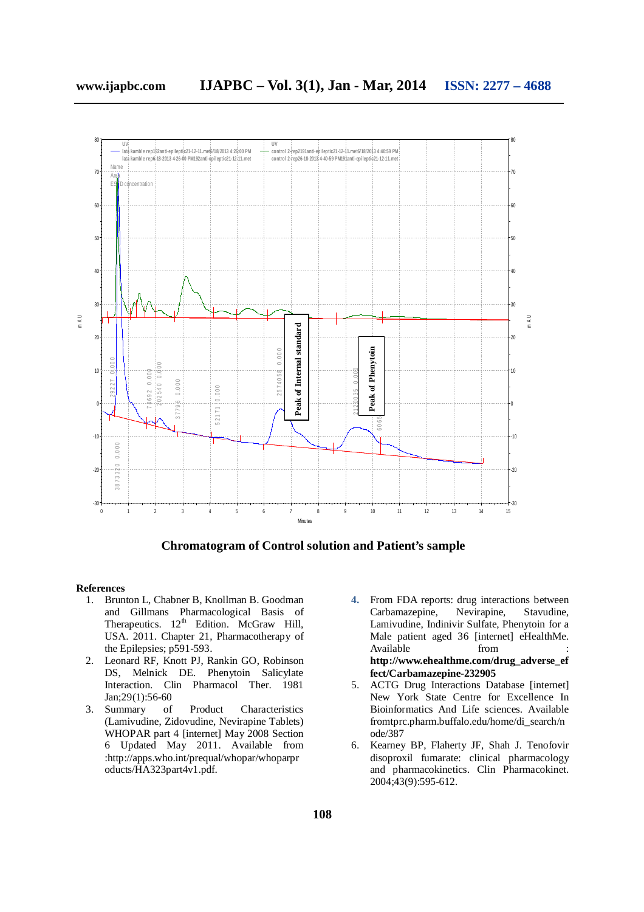**Chromatogram of Control solution and Patient's sample**

## References

1. Brunton L, Chabner B, Knollman B. Goodman and Gillmans Pharmacological Basis of Therapeutics. 12th Edition. McGraw Hill, USA. 2011. Chapter 21, Pharmacotherapy of the Epilepsies; p591-593.
2. Leonard RF, Knott PJ, Rankin GO, Robinson DS, Melnick DE. Phenytoin Salicylate Interaction. Clin Pharmacol Ther. 1981 Jan;29(1):56-60
3. Summary of Product Characteristics (Lamivudine, Zidovudine, Nevirapine Tablets) WHOPAR part 4 [internet] May 2008 Section 6 Updated May 2011. Available from :http://apps.who.int/prequal/whopar/whoparproducts/HA323part4v1.pdf.
4. From FDA reports: drug interactions between Carbamazepine, Nevirapine, Stavudine, Lamivudine, Indinivir Sulfate, Phenytoin for a Male patient aged 36 [internet] eHealthMe. Available from : **http://www.ehealthme.com/drug_adverse_effect/Carbamazepine-232905**
5. ACTG Drug Interactions Database [internet] New York State Centre for Excellence In Bioinformatics And Life sciences. Available fromtprc.pharm.buffalo.edu/home/di_search/node/387
6. Kearney BP, Flaherty JF, Shah J. Tenofovir disoproxil fumarate: clinical pharmacology and pharmacokinetics. Clin Pharmacokinet. 2004;43(9):595-612.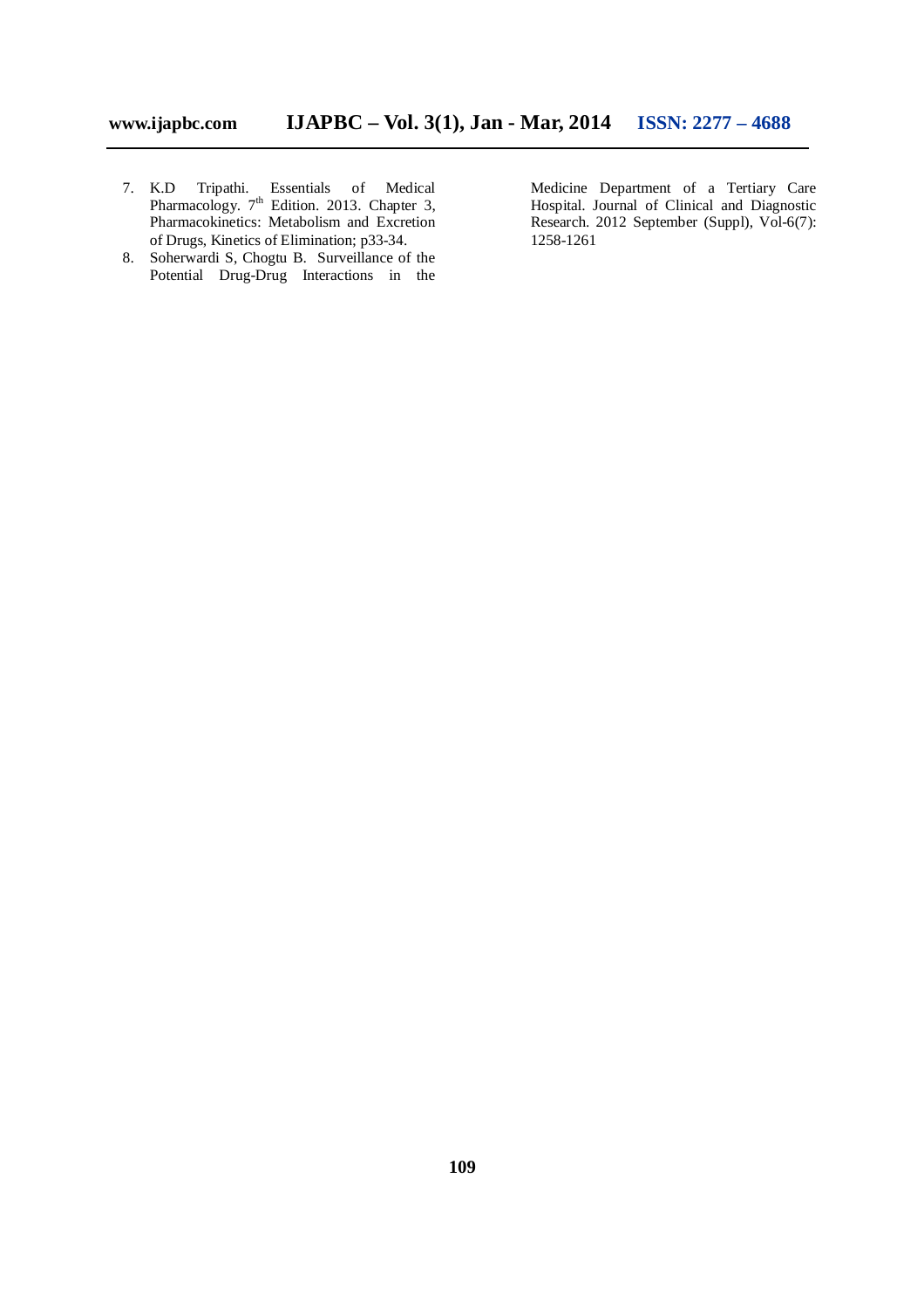7. K.D Tripathi. Essentials of Medical Pharmacology. 7[th] Edition. 2013. Chapter 3, Pharmacokinetics: Metabolism and Excretion of Drugs, Kinetics of Elimination; p33-34.
8. Soherwardi S, Chogtu B. Surveillance of the Potential Drug-Drug Interactions in the Medicine Department of a Tertiary Care Hospital. Journal of Clinical and Diagnostic Research. 2012 September (Suppl), Vol-6(7): 1258-1261